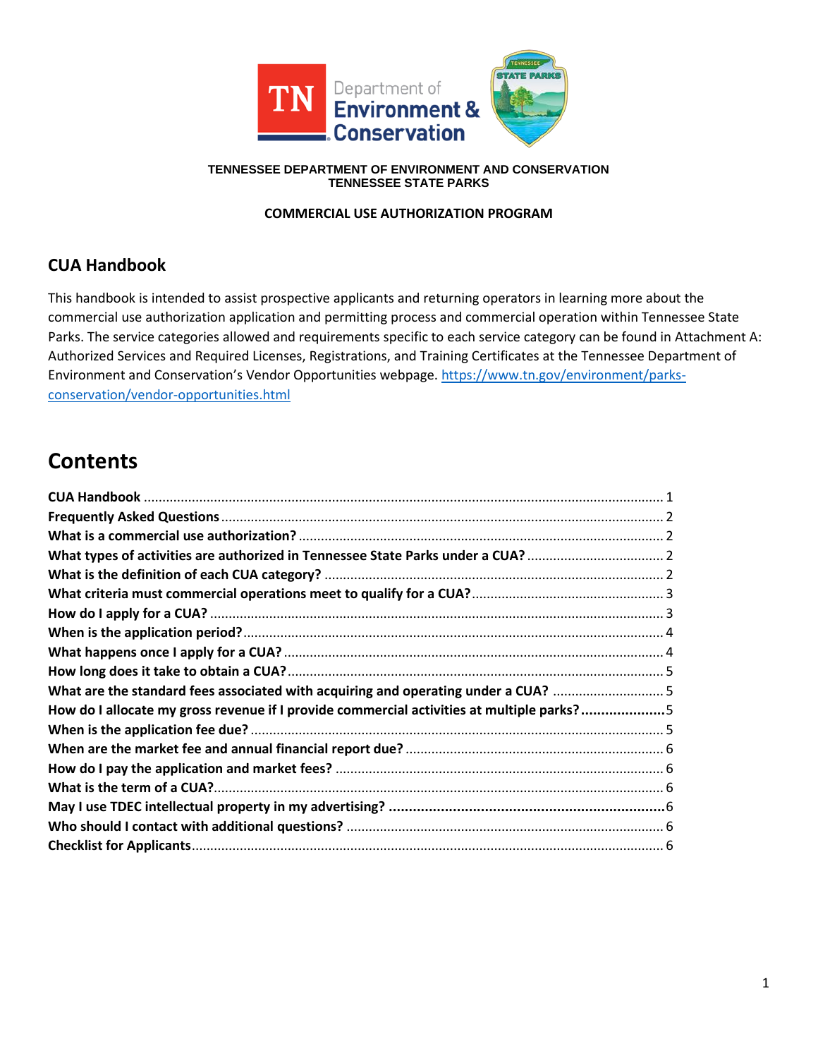**TENNESSEE DEPARTMENT OF ENVIRONMENT AND CONSERVATION**
**TENNESSEE STATE PARKS**

**COMMERCIAL USE AUTHORIZATION PROGRAM**

## CUA Handbook

This handbook is intended to assist prospective applicants and returning operators in learning more about the commercial use authorization application and permitting process and commercial operation within Tennessee State Parks. The service categories allowed and requirements specific to each service category can be found in Attachment A: Authorized Services and Required Licenses, Registrations, and Training Certificates at the Tennessee Department of Environment and Conservation's Vendor Opportunities webpage. [https://www.tn.gov/environment/parks-conservation/vendor-opportunities.html](https://www.tn.gov/environment/parks-conservation/vendor-opportunities.html)

# Contents

**CUA Handbook** .......... 1
**Frequently Asked Questions** .......... 2
**What is a commercial use authorization?** .......... 2
**What types of activities are authorized in Tennessee State Parks under a CUA?** .......... 2
**What is the definition of each CUA category?** .......... 2
**What criteria must commercial operations meet to qualify for a CUA?** .......... 3
**How do I apply for a CUA?** .......... 3
**When is the application period?** .......... 4
**What happens once I apply for a CUA?** .......... 4
**How long does it take to obtain a CUA?** .......... 5
**What are the standard fees associated with acquiring and operating under a CUA?** .......... 5
**How do I allocate my gross revenue if I provide commercial activities at multiple parks?** .......... 5
**When is the application fee due?** .......... 5
**When are the market fee and annual financial report due?** .......... 6
**How do I pay the application and market fees?** .......... 6
**What is the term of a CUA?** .......... 6
**May I use TDEC intellectual property in my advertising?** .......... 6
**Who should I contact with additional questions?** .......... 6
**Checklist for Applicants** .......... 6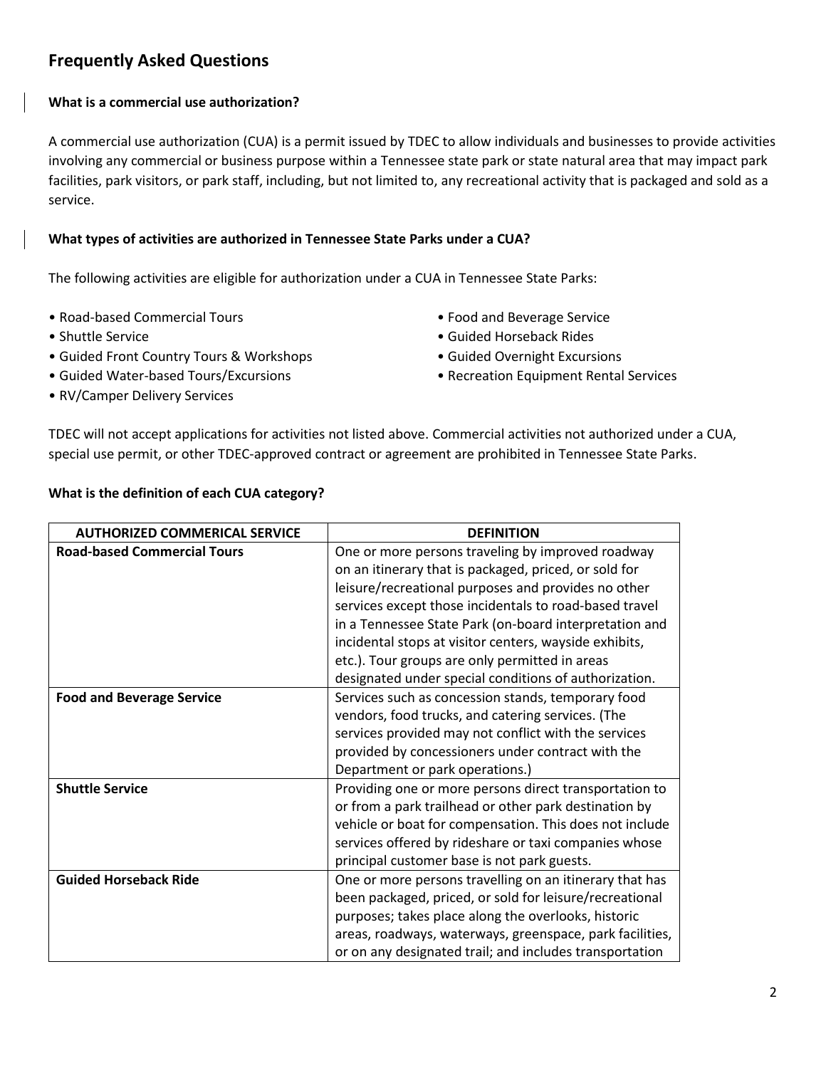## Frequently Asked Questions

**What is a commercial use authorization?**

A commercial use authorization (CUA) is a permit issued by TDEC to allow individuals and businesses to provide activities involving any commercial or business purpose within a Tennessee state park or state natural area that may impact park facilities, park visitors, or park staff, including, but not limited to, any recreational activity that is packaged and sold as a service.

**What types of activities are authorized in Tennessee State Parks under a CUA?**

The following activities are eligible for authorization under a CUA in Tennessee State Parks:

- Road-based Commercial Tours
- Shuttle Service
- Guided Front Country Tours & Workshops
- Guided Water-based Tours/Excursions
- RV/Camper Delivery Services
- Food and Beverage Service
- Guided Horseback Rides
- Guided Overnight Excursions
- Recreation Equipment Rental Services

TDEC will not accept applications for activities not listed above. Commercial activities not authorized under a CUA, special use permit, or other TDEC-approved contract or agreement are prohibited in Tennessee State Parks.

**What is the definition of each CUA category?**

| AUTHORIZED COMMERICAL SERVICE | DEFINITION |
| --- | --- |
| **Road-based Commercial Tours** | One or more persons traveling by improved roadway on an itinerary that is packaged, priced, or sold for leisure/recreational purposes and provides no other services except those incidentals to road-based travel in a Tennessee State Park (on-board interpretation and incidental stops at visitor centers, wayside exhibits, etc.). Tour groups are only permitted in areas designated under special conditions of authorization. |
| **Food and Beverage Service** | Services such as concession stands, temporary food vendors, food trucks, and catering services. (The services provided may not conflict with the services provided by concessioners under contract with the Department or park operations.) |
| **Shuttle Service** | Providing one or more persons direct transportation to or from a park trailhead or other park destination by vehicle or boat for compensation. This does not include services offered by rideshare or taxi companies whose principal customer base is not park guests. |
| **Guided Horseback Ride** | One or more persons travelling on an itinerary that has been packaged, priced, or sold for leisure/recreational purposes; takes place along the overlooks, historic areas, roadways, waterways, greenspace, park facilities, or on any designated trail; and includes transportation |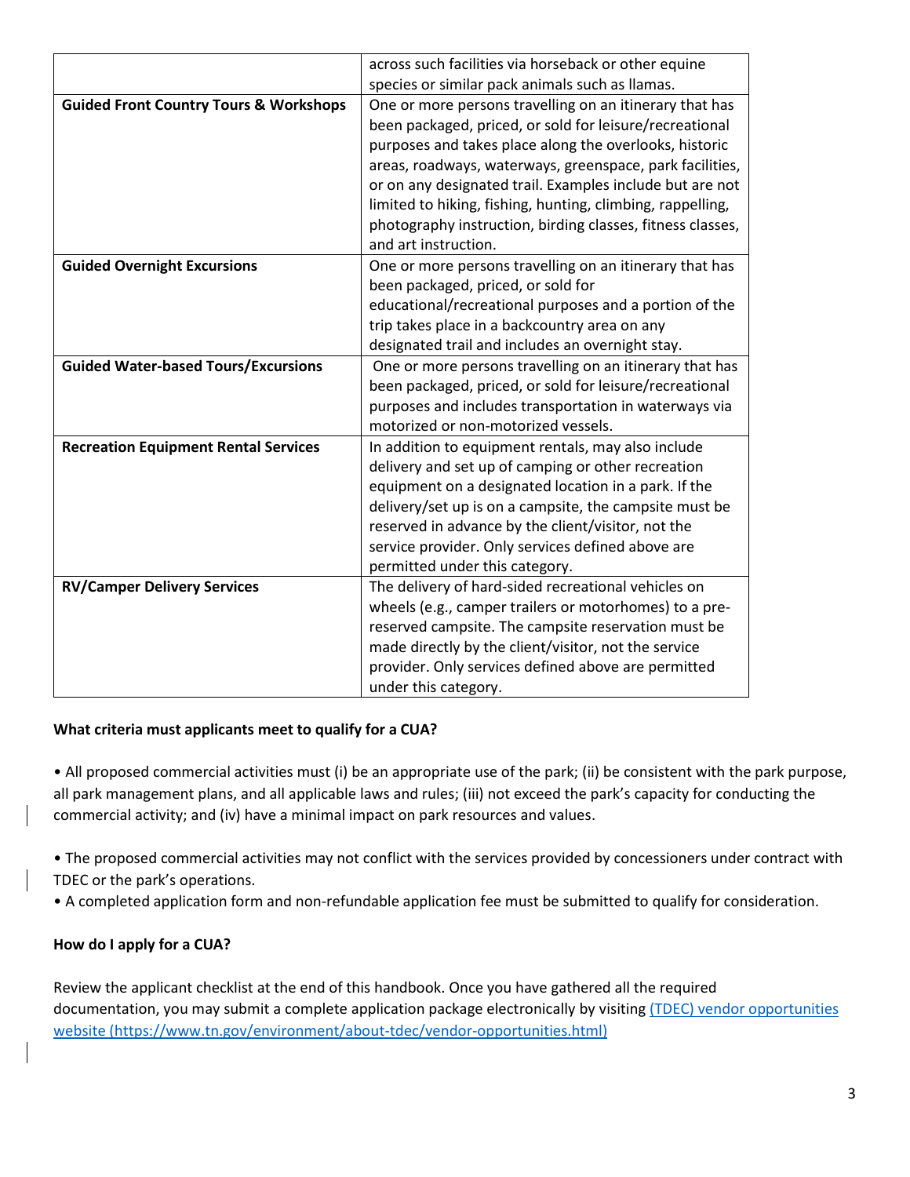| | |
|---|---|
| | across such facilities via horseback or other equine species or similar pack animals such as llamas. |
| **Guided Front Country Tours & Workshops** | One or more persons travelling on an itinerary that has been packaged, priced, or sold for leisure/recreational purposes and takes place along the overlooks, historic areas, roadways, waterways, greenspace, park facilities, or on any designated trail. Examples include but are not limited to hiking, fishing, hunting, climbing, rappelling, photography instruction, birding classes, fitness classes, and art instruction. |
| **Guided Overnight Excursions** | One or more persons travelling on an itinerary that has been packaged, priced, or sold for educational/recreational purposes and a portion of the trip takes place in a backcountry area on any designated trail and includes an overnight stay. |
| **Guided Water-based Tours/Excursions** | One or more persons travelling on an itinerary that has been packaged, priced, or sold for leisure/recreational purposes and includes transportation in waterways via motorized or non-motorized vessels. |
| **Recreation Equipment Rental Services** | In addition to equipment rentals, may also include delivery and set up of camping or other recreation equipment on a designated location in a park. If the delivery/set up is on a campsite, the campsite must be reserved in advance by the client/visitor, not the service provider. Only services defined above are permitted under this category. |
| **RV/Camper Delivery Services** | The delivery of hard-sided recreational vehicles on wheels (e.g., camper trailers or motorhomes) to a pre-reserved campsite. The campsite reservation must be made directly by the client/visitor, not the service provider. Only services defined above are permitted under this category. |

**What criteria must applicants meet to qualify for a CUA?**

• All proposed commercial activities must (i) be an appropriate use of the park; (ii) be consistent with the park purpose, all park management plans, and all applicable laws and rules; (iii) not exceed the park's capacity for conducting the commercial activity; and (iv) have a minimal impact on park resources and values.

• The proposed commercial activities may not conflict with the services provided by concessioners under contract with TDEC or the park's operations.

• A completed application form and non-refundable application fee must be submitted to qualify for consideration.

**How do I apply for a CUA?**

Review the applicant checklist at the end of this handbook. Once you have gathered all the required documentation, you may submit a complete application package electronically by visiting [(TDEC) vendor opportunities website (https://www.tn.gov/environment/about-tdec/vendor-opportunities.html)](https://www.tn.gov/environment/about-tdec/vendor-opportunities.html)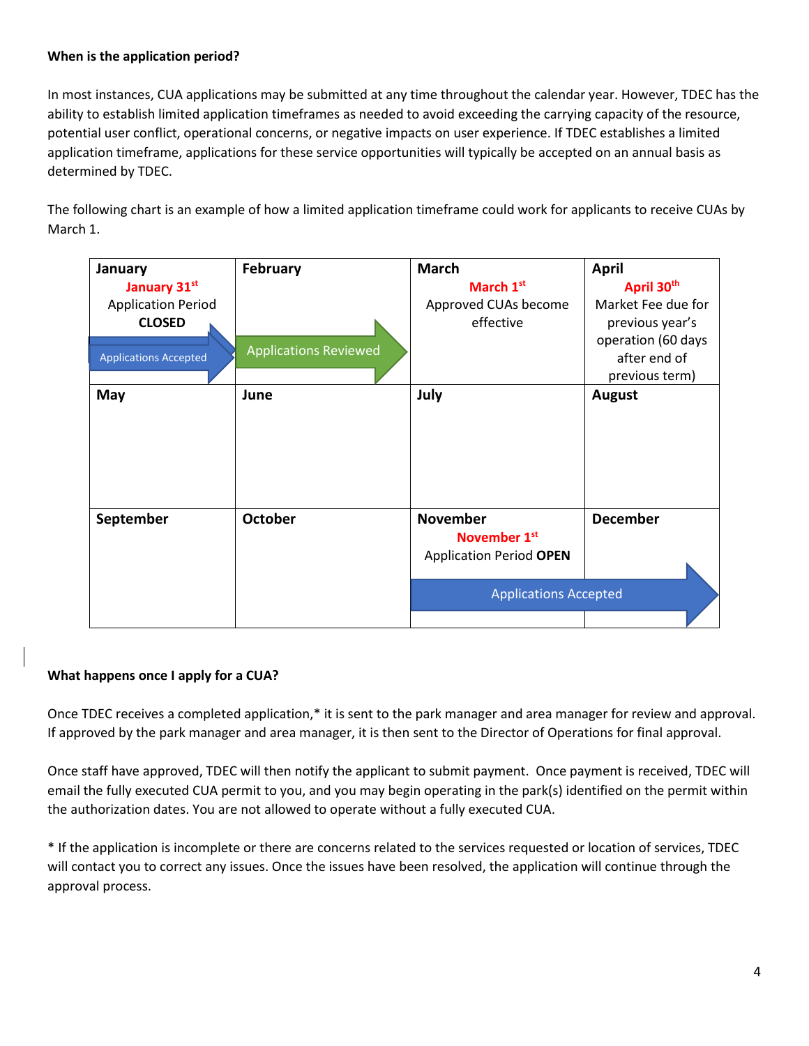**When is the application period?**

In most instances, CUA applications may be submitted at any time throughout the calendar year. However, TDEC has the ability to establish limited application timeframes as needed to avoid exceeding the carrying capacity of the resource, potential user conflict, operational concerns, or negative impacts on user experience. If TDEC establishes a limited application timeframe, applications for these service opportunities will typically be accepted on an annual basis as determined by TDEC.

The following chart is an example of how a limited application timeframe could work for applicants to receive CUAs by March 1.

| January | February | March | April |
|---|---|---|---|
| **January 31st** Application Period **CLOSED** — Applications Accepted | Applications Reviewed | **March 1st** Approved CUAs become effective | **April 30th** Market Fee due for previous year's operation (60 days after end of previous term) |
| **May** | **June** | **July** | **August** |
| | | | |
| **September** | **October** | **November** | **December** |
| | | **November 1st** Application Period **OPEN** — Applications Accepted | Applications Accepted |

**What happens once I apply for a CUA?**

Once TDEC receives a completed application,* it is sent to the park manager and area manager for review and approval. If approved by the park manager and area manager, it is then sent to the Director of Operations for final approval.

Once staff have approved, TDEC will then notify the applicant to submit payment. Once payment is received, TDEC will email the fully executed CUA permit to you, and you may begin operating in the park(s) identified on the permit within the authorization dates. You are not allowed to operate without a fully executed CUA.

* If the application is incomplete or there are concerns related to the services requested or location of services, TDEC will contact you to correct any issues. Once the issues have been resolved, the application will continue through the approval process.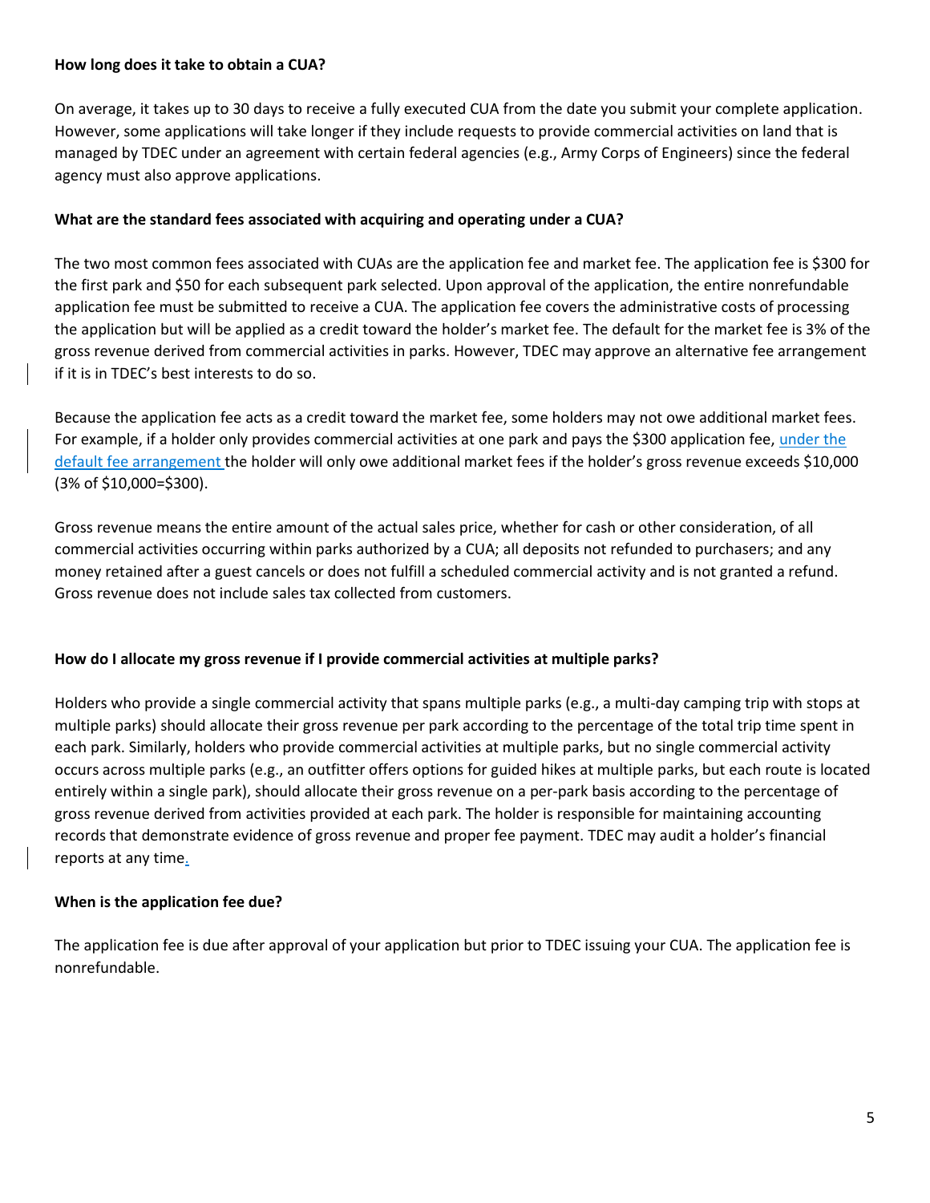**How long does it take to obtain a CUA?**

On average, it takes up to 30 days to receive a fully executed CUA from the date you submit your complete application. However, some applications will take longer if they include requests to provide commercial activities on land that is managed by TDEC under an agreement with certain federal agencies (e.g., Army Corps of Engineers) since the federal agency must also approve applications.

**What are the standard fees associated with acquiring and operating under a CUA?**

The two most common fees associated with CUAs are the application fee and market fee. The application fee is $300 for the first park and $50 for each subsequent park selected. Upon approval of the application, the entire nonrefundable application fee must be submitted to receive a CUA. The application fee covers the administrative costs of processing the application but will be applied as a credit toward the holder's market fee. The default for the market fee is 3% of the gross revenue derived from commercial activities in parks. However, TDEC may approve an alternative fee arrangement if it is in TDEC's best interests to do so.

Because the application fee acts as a credit toward the market fee, some holders may not owe additional market fees. For example, if a holder only provides commercial activities at one park and pays the $300 application fee, under the default fee arrangement the holder will only owe additional market fees if the holder's gross revenue exceeds $10,000 (3% of $10,000=$300).

Gross revenue means the entire amount of the actual sales price, whether for cash or other consideration, of all commercial activities occurring within parks authorized by a CUA; all deposits not refunded to purchasers; and any money retained after a guest cancels or does not fulfill a scheduled commercial activity and is not granted a refund. Gross revenue does not include sales tax collected from customers.

**How do I allocate my gross revenue if I provide commercial activities at multiple parks?**

Holders who provide a single commercial activity that spans multiple parks (e.g., a multi-day camping trip with stops at multiple parks) should allocate their gross revenue per park according to the percentage of the total trip time spent in each park. Similarly, holders who provide commercial activities at multiple parks, but no single commercial activity occurs across multiple parks (e.g., an outfitter offers options for guided hikes at multiple parks, but each route is located entirely within a single park), should allocate their gross revenue on a per-park basis according to the percentage of gross revenue derived from activities provided at each park. The holder is responsible for maintaining accounting records that demonstrate evidence of gross revenue and proper fee payment. TDEC may audit a holder's financial reports at any time.

**When is the application fee due?**

The application fee is due after approval of your application but prior to TDEC issuing your CUA. The application fee is nonrefundable.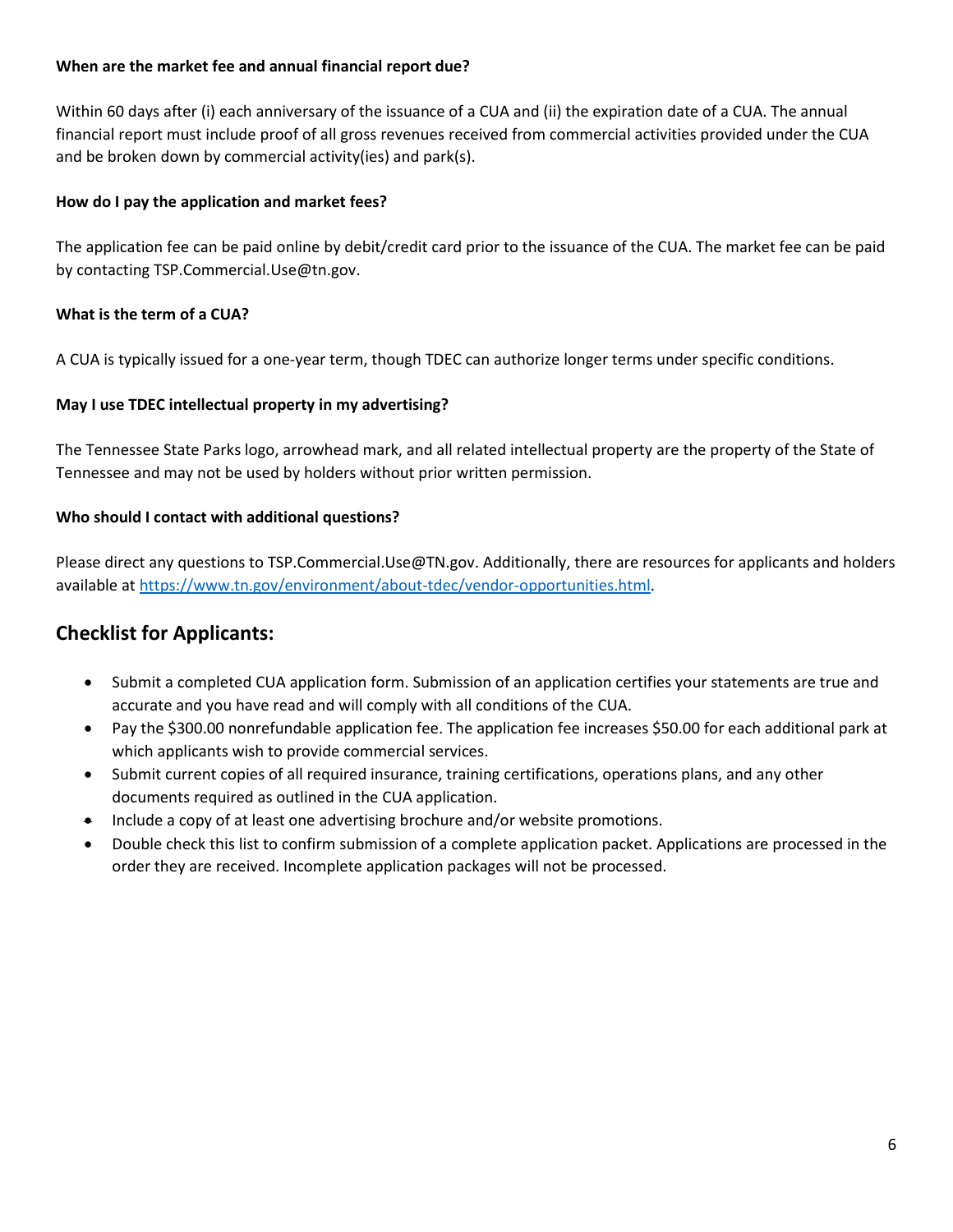**When are the market fee and annual financial report due?**

Within 60 days after (i) each anniversary of the issuance of a CUA and (ii) the expiration date of a CUA. The annual financial report must include proof of all gross revenues received from commercial activities provided under the CUA and be broken down by commercial activity(ies) and park(s).

**How do I pay the application and market fees?**

The application fee can be paid online by debit/credit card prior to the issuance of the CUA. The market fee can be paid by contacting TSP.Commercial.Use@tn.gov.

**What is the term of a CUA?**

A CUA is typically issued for a one-year term, though TDEC can authorize longer terms under specific conditions.

**May I use TDEC intellectual property in my advertising?**

The Tennessee State Parks logo, arrowhead mark, and all related intellectual property are the property of the State of Tennessee and may not be used by holders without prior written permission.

**Who should I contact with additional questions?**

Please direct any questions to TSP.Commercial.Use@TN.gov. Additionally, there are resources for applicants and holders available at [https://www.tn.gov/environment/about-tdec/vendor-opportunities.html](https://www.tn.gov/environment/about-tdec/vendor-opportunities.html).

## Checklist for Applicants:

- Submit a completed CUA application form. Submission of an application certifies your statements are true and accurate and you have read and will comply with all conditions of the CUA.
- Pay the $300.00 nonrefundable application fee. The application fee increases $50.00 for each additional park at which applicants wish to provide commercial services.
- Submit current copies of all required insurance, training certifications, operations plans, and any other documents required as outlined in the CUA application.
- Include a copy of at least one advertising brochure and/or website promotions.
- Double check this list to confirm submission of a complete application packet. Applications are processed in the order they are received. Incomplete application packages will not be processed.